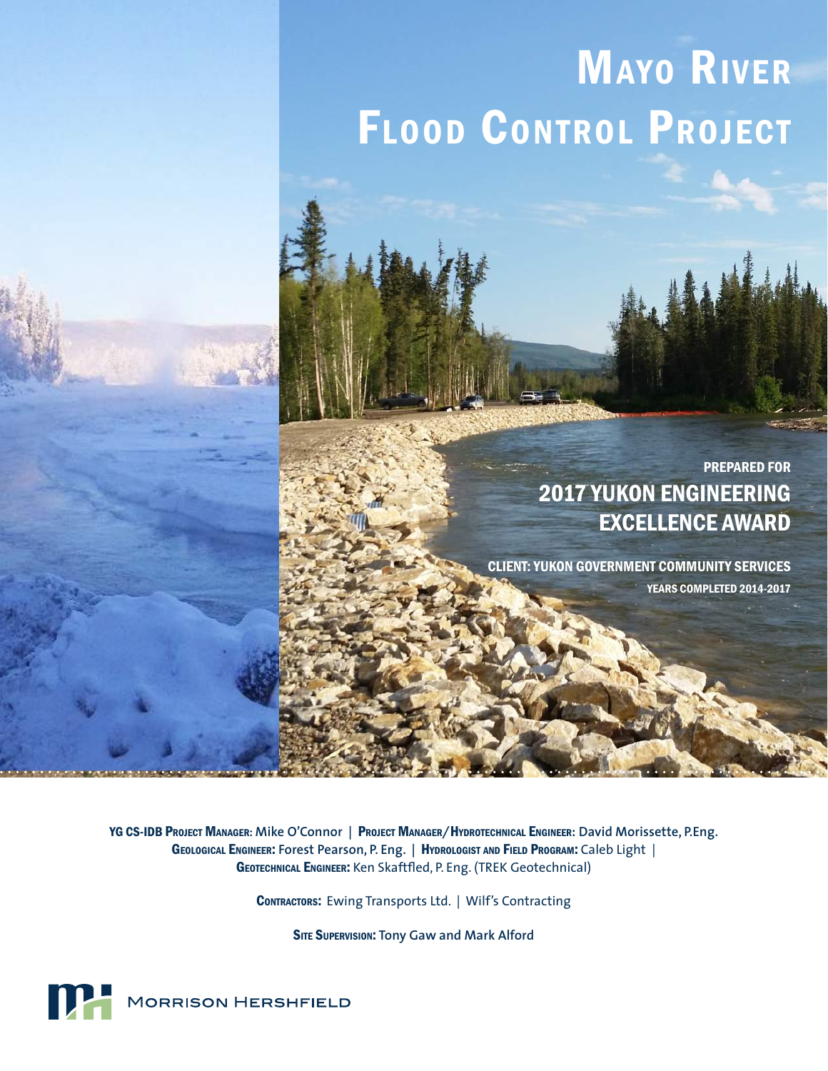# Mayo River Flood Control Project

PREPARED FOR

## 2017 YUKON ENGINEERING EXCELLENCE AWARD

CLIENT: YUKON GOVERNMENT COMMUNITY SERVICES

YEARS COMPLETED 2014-2017

**YG CS-IDB Project Manager:** Mike O'Connor | **Project Manager/Hydrotechnical Engineer:** David Morissette, P.Eng. **Geological Engineer:** Forest Pearson, P. Eng. | **Hydrologist and Field Program:** Caleb Light | **Geotechnical Engineer:** Ken Skaftfled, P. Eng. (TREK Geotechnical)

**Contractors:** Ewing Transports Ltd. | Wilf's Contracting

**Site Supervision:** Tony Gaw and Mark Alford

Morrison Hershfield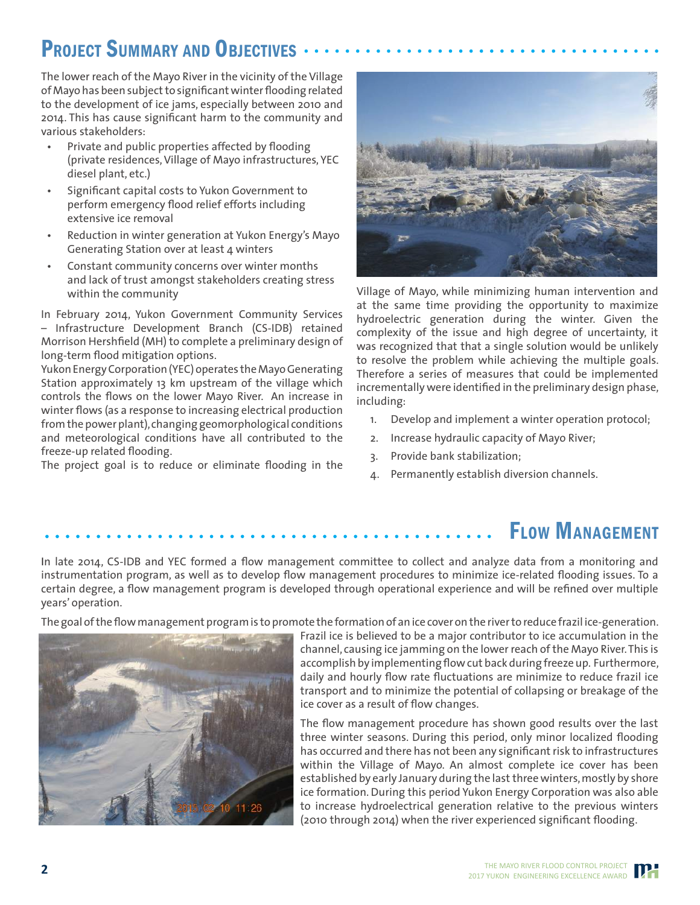## Project Summary and Objectives

The lower reach of the Mayo River in the vicinity of the Village of Mayo has been subject to significant winter flooding related to the development of ice jams, especially between 2010 and 2014. This has cause significant harm to the community and various stakeholders:

- Private and public properties affected by flooding (private residences, Village of Mayo infrastructures, YEC diesel plant, etc.)
- Significant capital costs to Yukon Government to perform emergency flood relief efforts including extensive ice removal
- Reduction in winter generation at Yukon Energy's Mayo Generating Station over at least 4 winters
- Constant community concerns over winter months and lack of trust amongst stakeholders creating stress within the community

In February 2014, Yukon Government Community Services – Infrastructure Development Branch (CS-IDB) retained Morrison Hershfield (MH) to complete a preliminary design of long-term flood mitigation options.

Yukon Energy Corporation (YEC) operates the Mayo Generating Station approximately 13 km upstream of the village which controls the flows on the lower Mayo River. An increase in winter flows (as a response to increasing electrical production from the power plant), changing geomorphological conditions and meteorological conditions have all contributed to the freeze-up related flooding.

The project goal is to reduce or eliminate flooding in the Village of Mayo, while minimizing human intervention and at the same time providing the opportunity to maximize hydroelectric generation during the winter. Given the complexity of the issue and high degree of uncertainty, it was recognized that that a single solution would be unlikely to resolve the problem while achieving the multiple goals. Therefore a series of measures that could be implemented incrementally were identified in the preliminary design phase, including:

1. Develop and implement a winter operation protocol;
2. Increase hydraulic capacity of Mayo River;
3. Provide bank stabilization;
4. Permanently establish diversion channels.

## Flow Management

In late 2014, CS-IDB and YEC formed a flow management committee to collect and analyze data from a monitoring and instrumentation program, as well as to develop flow management procedures to minimize ice-related flooding issues. To a certain degree, a flow management program is developed through operational experience and will be refined over multiple years' operation.

The goal of the flow management program is to promote the formation of an ice cover on the river to reduce frazil ice-generation. Frazil ice is believed to be a major contributor to ice accumulation in the channel, causing ice jamming on the lower reach of the Mayo River. This is accomplish by implementing flow cut back during freeze up. Furthermore, daily and hourly flow rate fluctuations are minimize to reduce frazil ice transport and to minimize the potential of collapsing or breakage of the ice cover as a result of flow changes.

The flow management procedure has shown good results over the last three winter seasons. During this period, only minor localized flooding has occurred and there has not been any significant risk to infrastructures within the Village of Mayo. An almost complete ice cover has been established by early January during the last three winters, mostly by shore ice formation. During this period Yukon Energy Corporation was also able to increase hydroelectrical generation relative to the previous winters (2010 through 2014) when the river experienced significant flooding.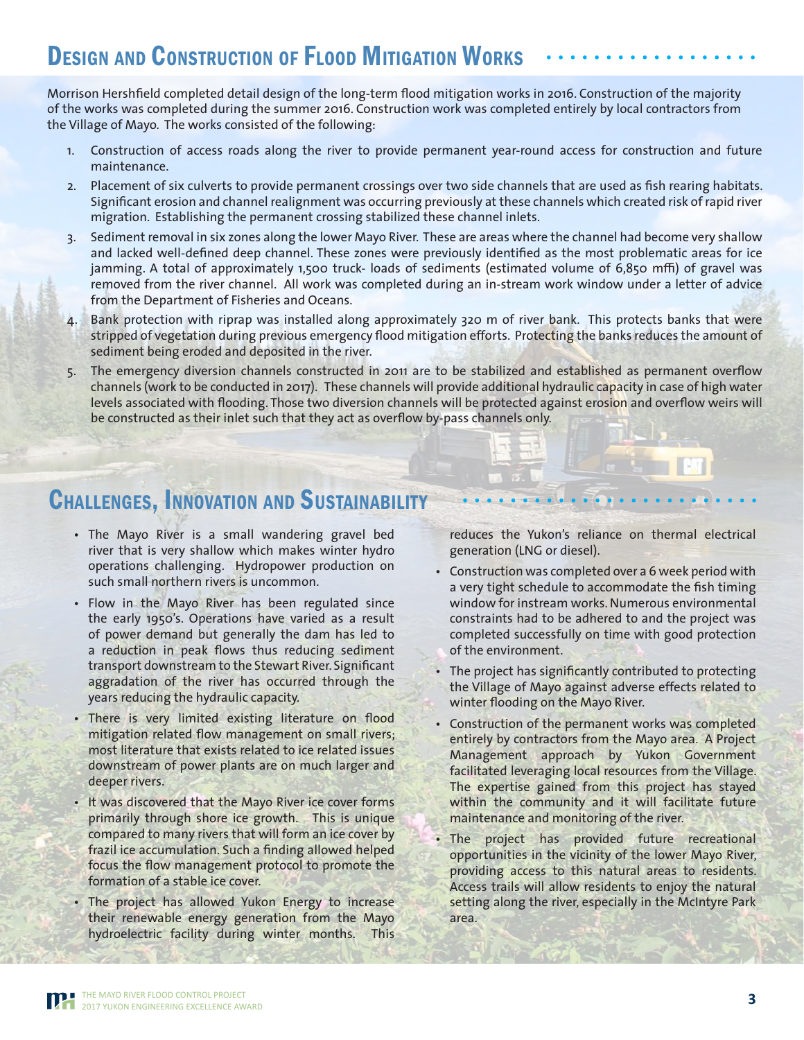# Design and Construction of Flood Mitigation Works

Morrison Hershfield completed detail design of the long-term flood mitigation works in 2016. Construction of the majority of the works was completed during the summer 2016. Construction work was completed entirely by local contractors from the Village of Mayo. The works consisted of the following:

1. Construction of access roads along the river to provide permanent year-round access for construction and future maintenance.
2. Placement of six culverts to provide permanent crossings over two side channels that are used as fish rearing habitats. Significant erosion and channel realignment was occurring previously at these channel inlets which created risk of rapid river migration. Establishing the permanent crossing stabilized these channel inlets.
3. Sediment removal in six zones along the lower Mayo River. These are areas where the channel had become very shallow and lacked well-defined deep channel. These zones were previously identified as the most problematic areas for ice jamming. A total of approximately 1,500 truck- loads of sediments (estimated volume of 6,850 m³) of gravel was removed from the river channel. All work was completed during an in-stream work window under a letter of advice from the Department of Fisheries and Oceans.
4. Bank protection with riprap was installed along approximately 320 m of river bank. This protects banks that were stripped of vegetation during previous emergency flood mitigation efforts. Protecting the banks reduces the amount of sediment being eroded and deposited in the river.
5. The emergency diversion channels constructed in 2011 are to be stabilized and established as permanent overflow channels (work to be conducted in 2017). These channels will provide additional hydraulic capacity in case of high water levels associated with flooding. Those two diversion channels will be protected against erosion and overflow weirs will be constructed as their inlet such that they act as overflow by-pass channels only.

# Challenges, Innovation and Sustainability

- The Mayo River is a small wandering gravel bed river that is very shallow which makes winter hydro operations challenging. Hydropower production on such small northern rivers is uncommon.
- Flow in the Mayo River has been regulated since the early 1950's. Operations have varied as a result of power demand but generally the dam has led to a reduction in peak flows thus reducing sediment transport downstream to the Stewart River. Significant aggradation of the river has occurred through the years reducing the hydraulic capacity.
- There is very limited existing literature on flood mitigation related flow management on small rivers; most literature that exists related to ice related issues downstream of power plants are on much larger and deeper rivers.
- It was discovered that the Mayo River ice cover forms primarily through shore ice growth. This is unique compared to many rivers that will form an ice cover by frazil ice accumulation. Such a finding allowed helped focus the flow management protocol to promote the formation of a stable ice cover.
- The project has allowed Yukon Energy to increase their renewable energy generation from the Mayo hydroelectric facility during winter months. This reduces the Yukon's reliance on thermal electrical generation (LNG or diesel).
- Construction was completed over a 6 week period with a very tight schedule to accommodate the fish timing window for instream works. Numerous environmental constraints had to be adhered to and the project was completed successfully on time with good protection of the environment.
- The project has significantly contributed to protecting the Village of Mayo against adverse effects related to winter flooding on the Mayo River.
- Construction of the permanent works was completed entirely by contractors from the Mayo area. A Project Management approach by Yukon Government facilitated leveraging local resources from the Village. The expertise gained from this project has stayed within the community and it will facilitate future maintenance and monitoring of the river.
- The project has provided future recreational opportunities in the vicinity of the lower Mayo River, providing access to this natural areas to residents. Access trails will allow residents to enjoy the natural setting along the river, especially in the McIntyre Park area.